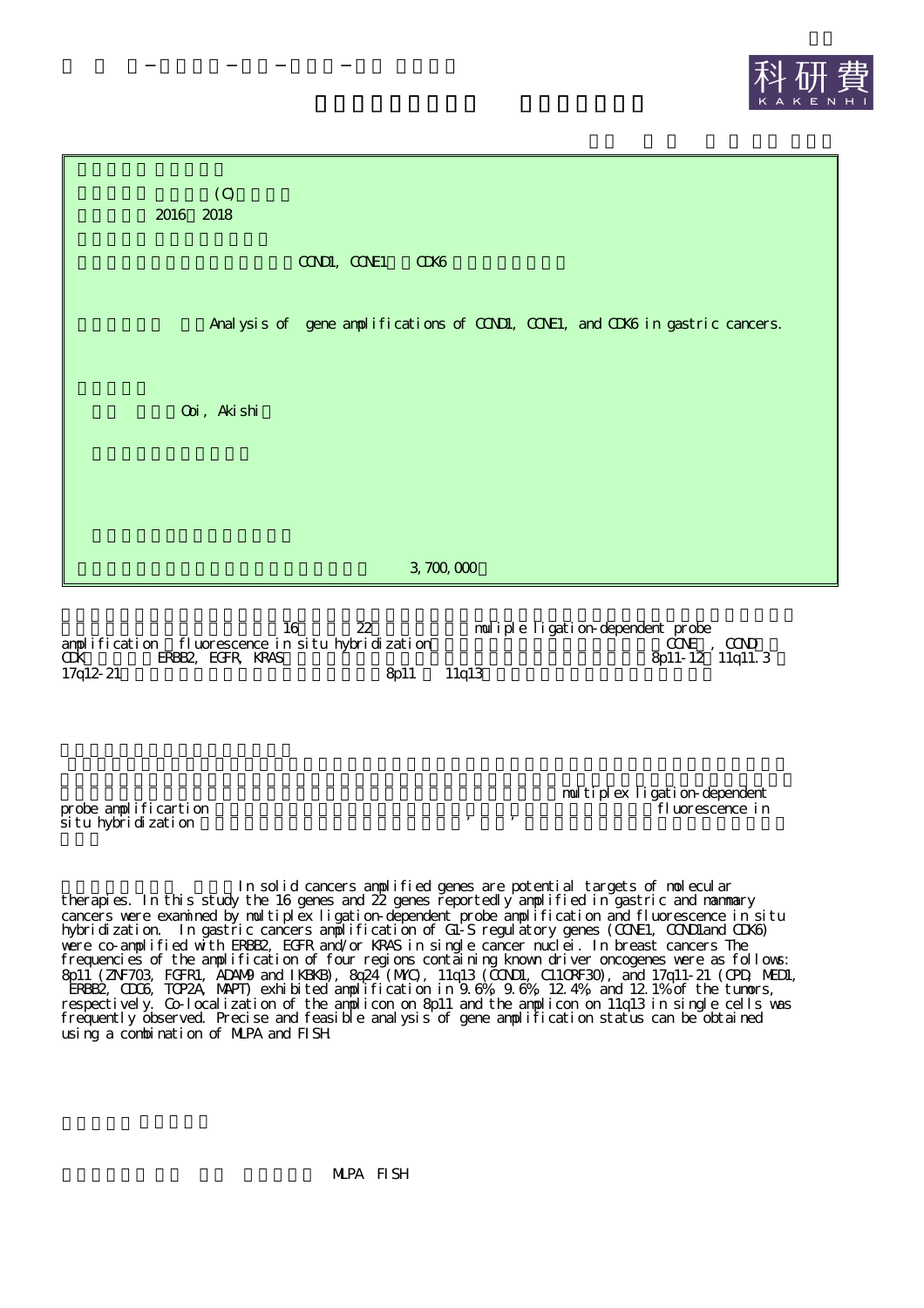(C)

2016 2018

CCND1, CCNE1 CDK6

Analysis of gene amplifications of CCND1, CCNE1, and CDK6 in gastric cancers.

Ooi, Akishi

3,700,000

16 22 muliple ligation-dependent probe amplification fluorescence in situ hybridization CCNE , CCND CDK ERBB2, EGFR, KRAS 8p11-12 11q11.3 17q12-21 8p11 11q13

multiplex ligation-dependent probe amplificartion fluorescence in situ hybridization

In solid cancers amplified genes are potential targets of molecular therapies. In this study the 16 genes and 22 genes reportedly amplified in gastric and mammary cancers were examined by multiplex ligation-dependent probe amplification and fluorescence in situ hybridization. In gastric cancers amplification of G1-S regulatory genes (CCNE1, CCND1and CDK6) were co-amplified with ERBB2, EGFR and/or KRAS in single cancer nuclei. In breast cancers The frequencies of the amplification of four regions containing known driver oncogenes were as follows: 8p11 (ZNF703, FGFR1, ADAM9 and IKBKB), 8q24 (MYC), 11q13 (CCND1, C11ORF30), and 17q11-21 (CPD, MED1, ERBB2, CDC6, TOP2A, MAPT) exhibited amplification in 9.6%, 9.6%, 12.4%, and 12.1% of the tumors, respectively. Co-localization of the amplicon on 8p11 and the amplicon on 11q13 in single cells was frequently observed. Precise and feasible analysis of gene amplification status can be obtained using a combination of MLPA and FISH.

MLPA FISH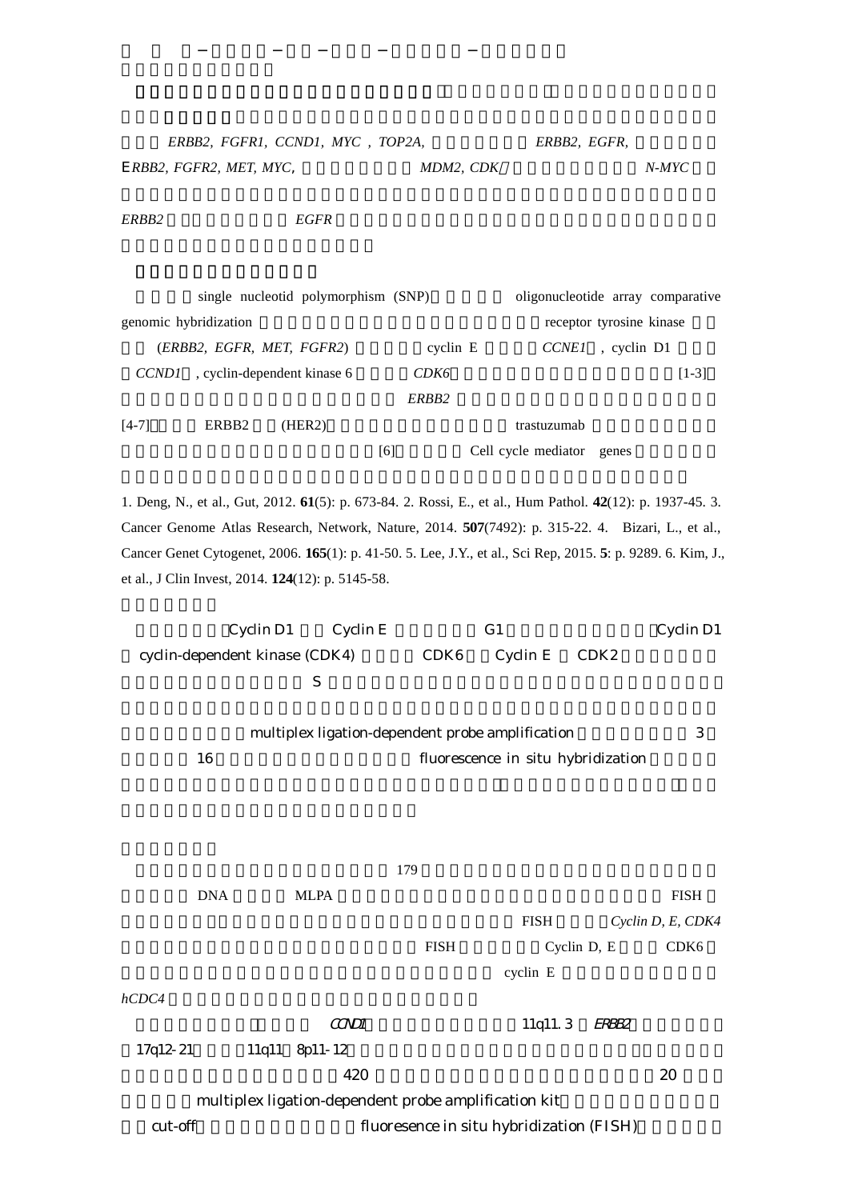*ERBB2, FGFR1, CCND1, MYC* , *TOP2A,* *ERBB2, EGFR,*

E*RBB2, FGFR2, MET, MYC*, *MDM2, CDK* *N-MYC*

*ERBB2* *EGFR*

single nucleotid polymorphism (SNP) oligonucleotide array comparative genomic hybridization receptor tyrosine kinase (*ERBB2, EGFR, MET, FGFR2*) cyclin E *CCNE1* , cyclin D1 *CCND1* , cyclin-dependent kinase 6 *CDK6* [1-3] *ERBB2* [4-7] ERBB2 (HER2) trastuzumab [6] Cell cycle mediator genes

1. Deng, N., et al., Gut, 2012. **61**(5): p. 673-84. 2. Rossi, E., et al., Hum Pathol. **42**(12): p. 1937-45. 3. Cancer Genome Atlas Research, Network, Nature, 2014. **507**(7492): p. 315-22. 4. Bizari, L., et al., Cancer Genet Cytogenet, 2006. **165**(1): p. 41-50. 5. Lee, J.Y., et al., Sci Rep, 2015. **5**: p. 9289. 6. Kim, J., et al., J Clin Invest, 2014. **124**(12): p. 5145-58.

Cyclin D1 Cyclin E G1 Cyclin D1 cyclin-dependent kinase (CDK4) CDK6 Cyclin E CDK2 S

multiplex ligation-dependent probe amplification 3 16 fluorescence in situ hybridization

179 DNA MLPA FISH FISH *Cyclin D, E, CDK4* FISH Cyclin D, E CDK6 cyclin E *hCDC4*

*CCND1* 11q11. 3 *ERBB2* 17q12-21 11q11 8p11-12 420 20 multiplex ligation-dependent probe amplification kit cut-off fluoresence in situ hybridization (FISH)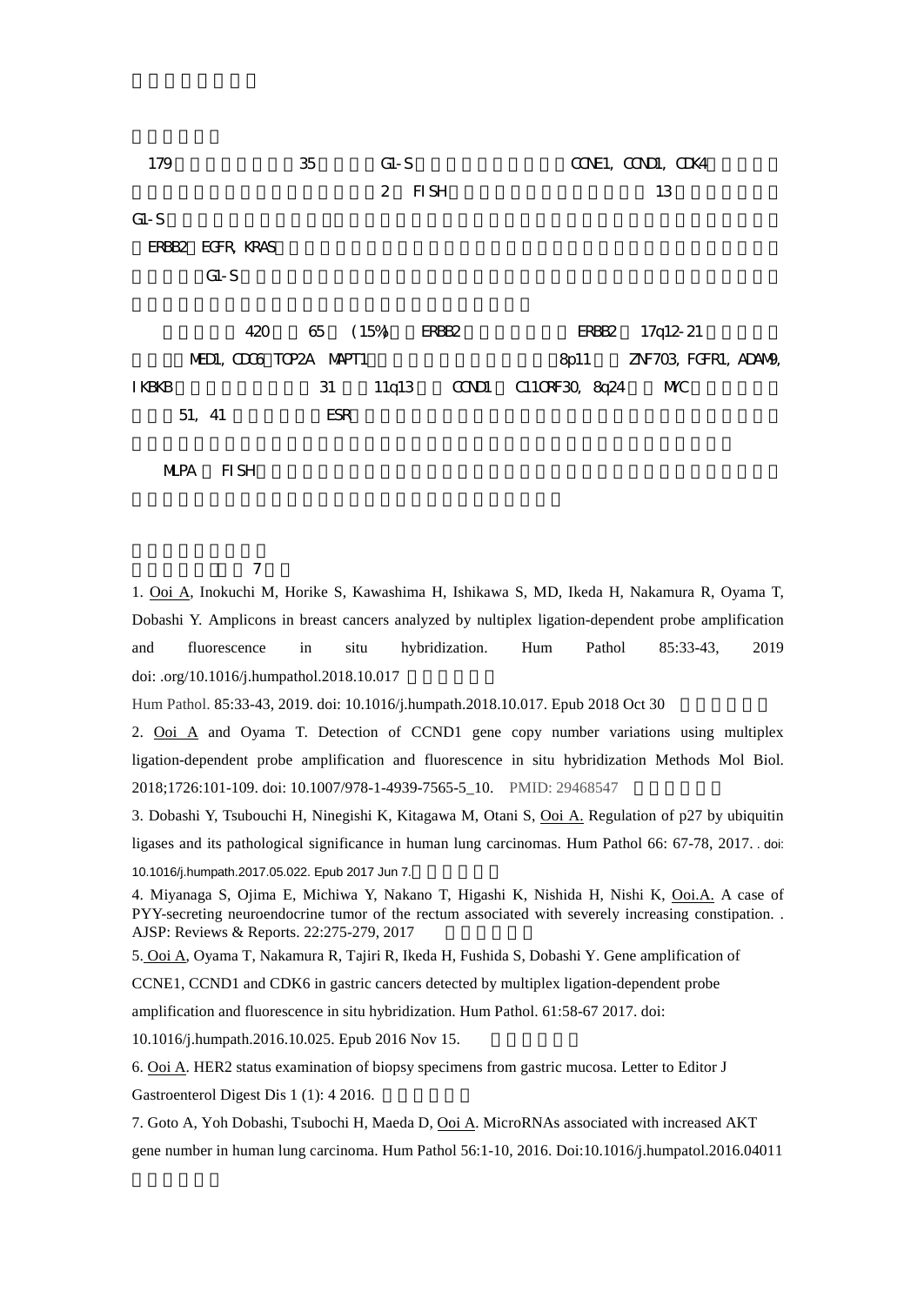179 35 G1-S CCNE1, CCND1, CDK4

2 FISH 13

G1-S

ERBB2 EGFR, KRAS

G1-S

420 65 (15%) ERBB2 ERBB2 17q12-21

MED1, CDC6 TOP2A MAPT1 8p11 ZNF703, FGFR1, ADAM9,

IKBKB 31 11q13 CCND1 C11ORF30, 8q24 MYC

51, 41 ESR

MLPA FISH

7

1. Ooi A, Inokuchi M, Horike S, Kawashima H, Ishikawa S, MD, Ikeda H, Nakamura R, Oyama T, Dobashi Y. Amplicons in breast cancers analyzed by nultiplex ligation-dependent probe amplification and fluorescence in situ hybridization. Hum Pathol 85:33-43, 2019 doi: .org/10.1016/j.humpathol.2018.10.017

Hum Pathol. 85:33-43, 2019. doi: 10.1016/j.humpath.2018.10.017. Epub 2018 Oct 30

2. Ooi A and Oyama T. Detection of CCND1 gene copy number variations using multiplex ligation-dependent probe amplification and fluorescence in situ hybridization Methods Mol Biol. 2018;1726:101-109. doi: 10.1007/978-1-4939-7565-5_10. PMID: 29468547

3. Dobashi Y, Tsubouchi H, Ninegishi K, Kitagawa M, Otani S, Ooi A. Regulation of p27 by ubiquitin ligases and its pathological significance in human lung carcinomas. Hum Pathol 66: 67-78, 2017. . doi: 10.1016/j.humpath.2017.05.022. Epub 2017 Jun 7.

4. Miyanaga S, Ojima E, Michiwa Y, Nakano T, Higashi K, Nishida H, Nishi K, Ooi.A. A case of PYY-secreting neuroendocrine tumor of the rectum associated with severely increasing constipation. . AJSP: Reviews & Reports. 22:275-279, 2017

5. Ooi A, Oyama T, Nakamura R, Tajiri R, Ikeda H, Fushida S, Dobashi Y. Gene amplification of CCNE1, CCND1 and CDK6 in gastric cancers detected by multiplex ligation-dependent probe amplification and fluorescence in situ hybridization. Hum Pathol. 61:58-67 2017. doi: 10.1016/j.humpath.2016.10.025. Epub 2016 Nov 15.

6. Ooi A. HER2 status examination of biopsy specimens from gastric mucosa. Letter to Editor J Gastroenterol Digest Dis 1 (1): 4 2016.

7. Goto A, Yoh Dobashi, Tsubochi H, Maeda D, Ooi A. MicroRNAs associated with increased AKT gene number in human lung carcinoma. Hum Pathol 56:1-10, 2016. Doi:10.1016/j.humpatol.2016.04011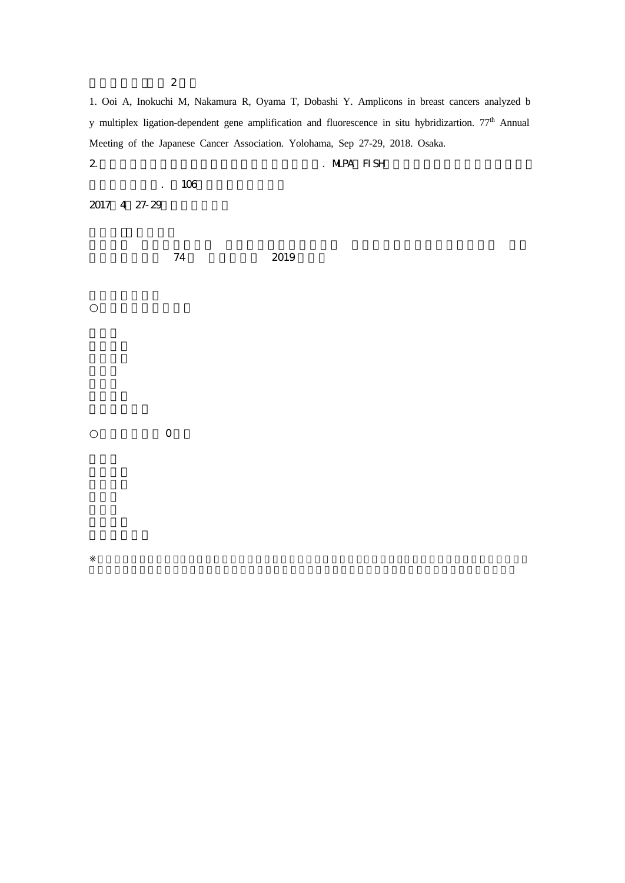2

1. Ooi A, Inokuchi M, Nakamura R, Oyama T, Dobashi Y. Amplicons in breast cancers analyzed b y multiplex ligation-dependent gene amplification and fluorescence in situ hybridizartion. 77th Annual Meeting of the Japanese Cancer Association. Yolohama, Sep 27-29, 2018. Osaka.

2. . MLPA FISH

. 106

2017 4 27-29

74 2019

○

○ 0

※